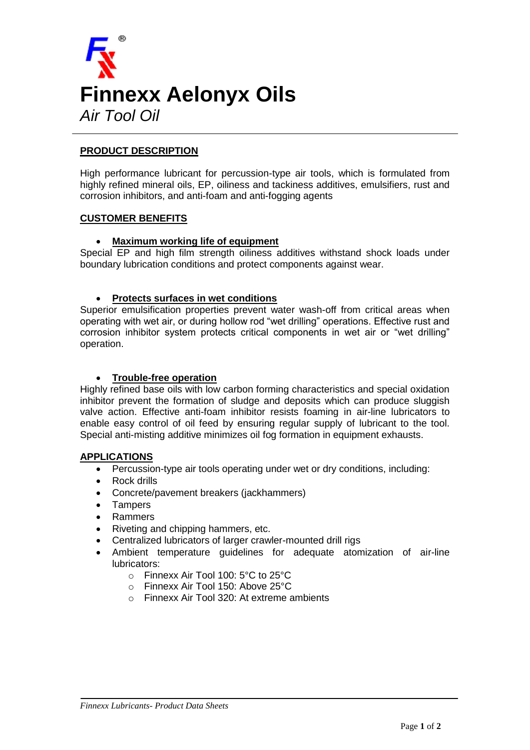# Finnexx Aelonyx Oils

*Air Tool Oil*

---

## PRODUCT DESCRIPTION

High performance lubricant for percussion-type air tools, which is formulated from highly refined mineral oils, EP, oiliness and tackiness additives, emulsifiers, rust and corrosion inhibitors, and anti-foam and anti-fogging agents

## CUSTOMER BENEFITS

- **Maximum working life of equipment**

Special EP and high film strength oiliness additives withstand shock loads under boundary lubrication conditions and protect components against wear.

- **Protects surfaces in wet conditions**

Superior emulsification properties prevent water wash-off from critical areas when operating with wet air, or during hollow rod "wet drilling" operations. Effective rust and corrosion inhibitor system protects critical components in wet air or "wet drilling" operation.

- **Trouble-free operation**

Highly refined base oils with low carbon forming characteristics and special oxidation inhibitor prevent the formation of sludge and deposits which can produce sluggish valve action. Effective anti-foam inhibitor resists foaming in air-line lubricators to enable easy control of oil feed by ensuring regular supply of lubricant to the tool. Special anti-misting additive minimizes oil fog formation in equipment exhausts.

## APPLICATIONS

- Percussion-type air tools operating under wet or dry conditions, including:
- Rock drills
- Concrete/pavement breakers (jackhammers)
- Tampers
- Rammers
- Riveting and chipping hammers, etc.
- Centralized lubricators of larger crawler-mounted drill rigs
- Ambient temperature guidelines for adequate atomization of air-line lubricators:
  - Finnexx Air Tool 100: 5°C to 25°C
  - Finnexx Air Tool 150: Above 25°C
  - Finnexx Air Tool 320: At extreme ambients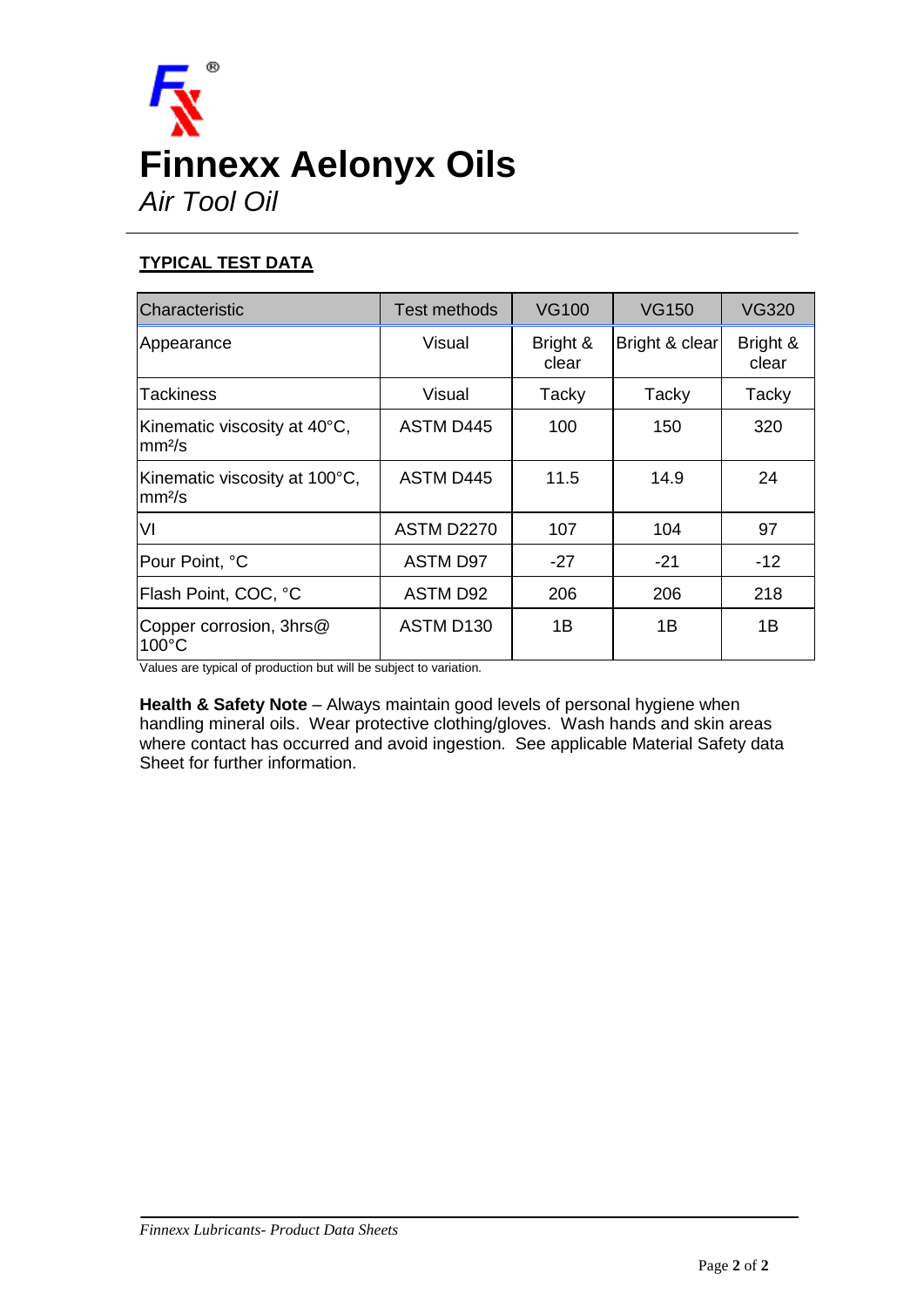# Finnexx Aelonyx Oils

*Air Tool Oil*

---

**TYPICAL TEST DATA**

| Characteristic | Test methods | VG100 | VG150 | VG320 |
|---|---|---|---|---|
| Appearance | Visual | Bright & clear | Bright & clear | Bright & clear |
| Tackiness | Visual | Tacky | Tacky | Tacky |
| Kinematic viscosity at 40°C, $mm^2/s$ | ASTM D445 | 100 | 150 | 320 |
| Kinematic viscosity at 100°C, $mm^2/s$ | ASTM D445 | 11.5 | 14.9 | 24 |
| VI | ASTM D2270 | 107 | 104 | 97 |
| Pour Point, °C | ASTM D97 | -27 | -21 | -12 |
| Flash Point, COC, °C | ASTM D92 | 206 | 206 | 218 |
| Copper corrosion, 3hrs@ 100°C | ASTM D130 | 1B | 1B | 1B |

Values are typical of production but will be subject to variation.

**Health & Safety Note** – Always maintain good levels of personal hygiene when handling mineral oils. Wear protective clothing/gloves. Wash hands and skin areas where contact has occurred and avoid ingestion. See applicable Material Safety data Sheet for further information.